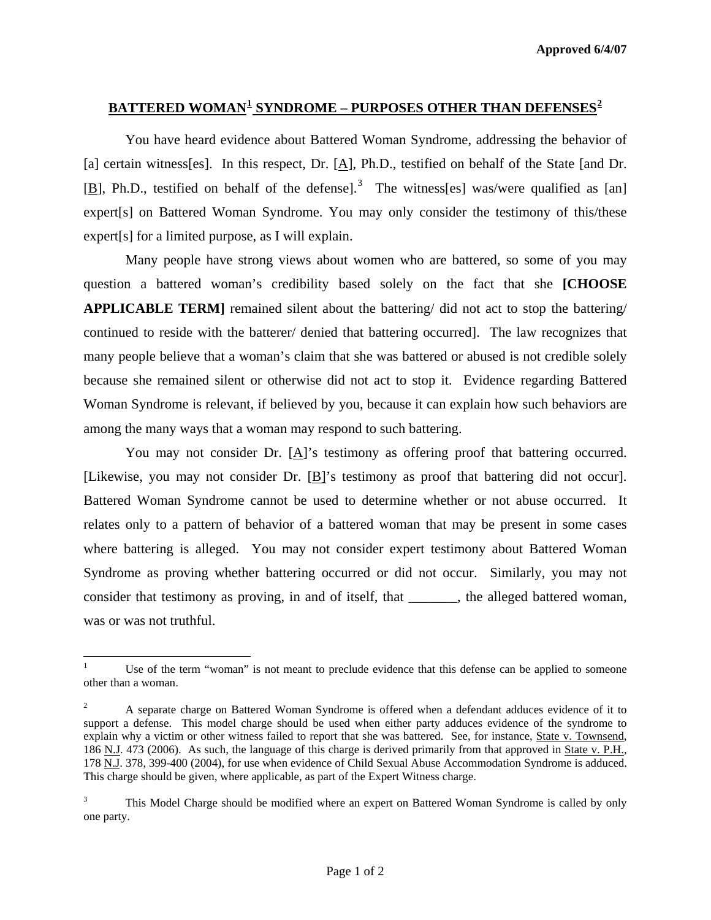**Approved 6/4/07**

## BATTERED WOMAN[1] SYNDROME – PURPOSES OTHER THAN DEFENSES[2]

You have heard evidence about Battered Woman Syndrome, addressing the behavior of [a] certain witness[es]. In this respect, Dr. [A], Ph.D., testified on behalf of the State [and Dr. [B], Ph.D., testified on behalf of the defense].[3] The witness[es] was/were qualified as [an] expert[s] on Battered Woman Syndrome. You may only consider the testimony of this/these expert[s] for a limited purpose, as I will explain.

Many people have strong views about women who are battered, so some of you may question a battered woman's credibility based solely on the fact that she **[CHOOSE APPLICABLE TERM]** remained silent about the battering/ did not act to stop the battering/ continued to reside with the batterer/ denied that battering occurred]. The law recognizes that many people believe that a woman's claim that she was battered or abused is not credible solely because she remained silent or otherwise did not act to stop it. Evidence regarding Battered Woman Syndrome is relevant, if believed by you, because it can explain how such behaviors are among the many ways that a woman may respond to such battering.

You may not consider Dr. [A]'s testimony as offering proof that battering occurred. [Likewise, you may not consider Dr. [B]'s testimony as proof that battering did not occur]. Battered Woman Syndrome cannot be used to determine whether or not abuse occurred. It relates only to a pattern of behavior of a battered woman that may be present in some cases where battering is alleged. You may not consider expert testimony about Battered Woman Syndrome as proving whether battering occurred or did not occur. Similarly, you may not consider that testimony as proving, in and of itself, that _______, the alleged battered woman, was or was not truthful.

---

[1] Use of the term "woman" is not meant to preclude evidence that this defense can be applied to someone other than a woman.

[2] A separate charge on Battered Woman Syndrome is offered when a defendant adduces evidence of it to support a defense. This model charge should be used when either party adduces evidence of the syndrome to explain why a victim or other witness failed to report that she was battered. See, for instance, State v. Townsend, 186 N.J. 473 (2006). As such, the language of this charge is derived primarily from that approved in State v. P.H., 178 N.J. 378, 399-400 (2004), for use when evidence of Child Sexual Abuse Accommodation Syndrome is adduced. This charge should be given, where applicable, as part of the Expert Witness charge.

[3] This Model Charge should be modified where an expert on Battered Woman Syndrome is called by only one party.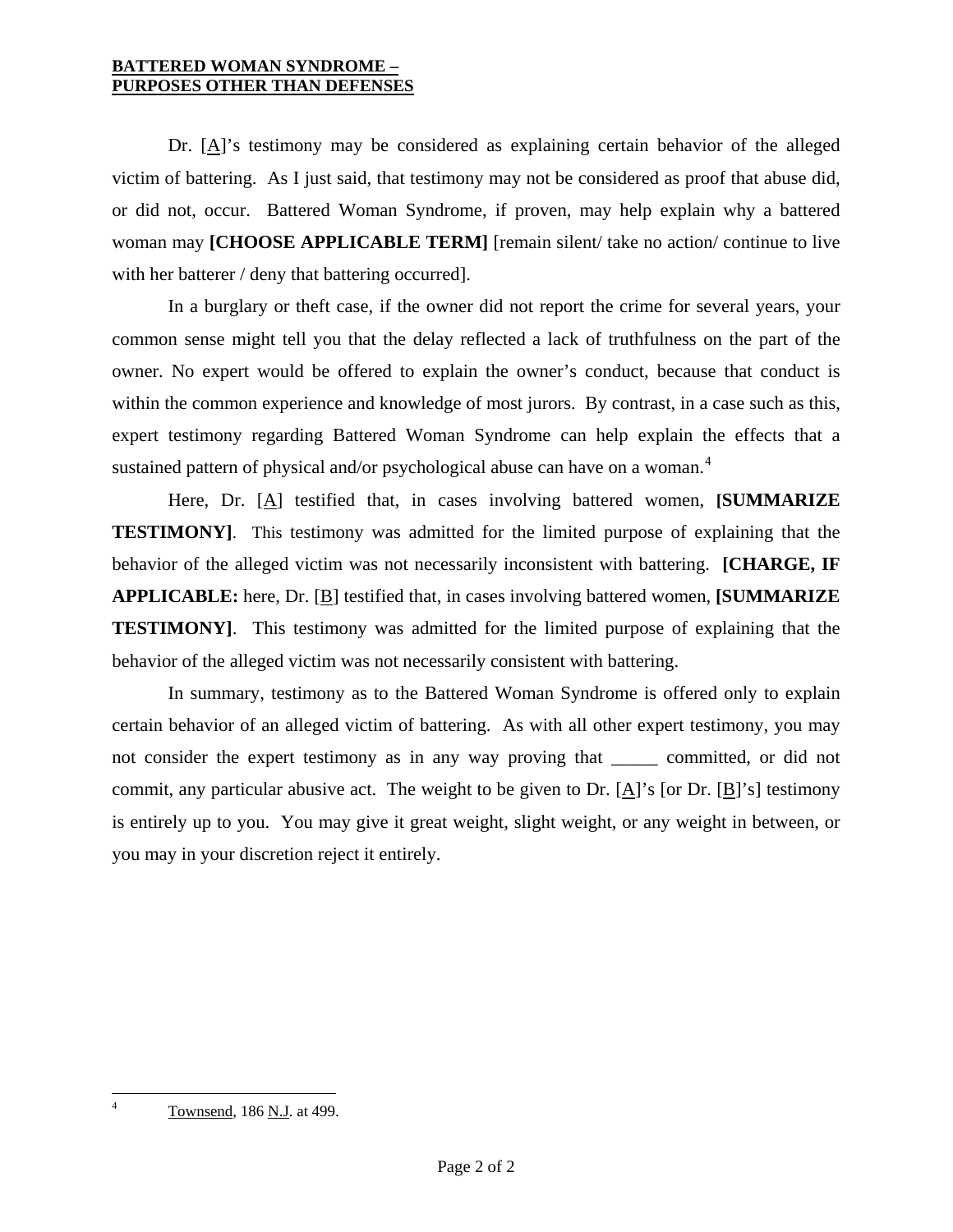**BATTERED WOMAN SYNDROME –**
**PURPOSES OTHER THAN DEFENSES**

Dr. [A]'s testimony may be considered as explaining certain behavior of the alleged victim of battering. As I just said, that testimony may not be considered as proof that abuse did, or did not, occur. Battered Woman Syndrome, if proven, may help explain why a battered woman may **[CHOOSE APPLICABLE TERM]** [remain silent/ take no action/ continue to live with her batterer / deny that battering occurred].

In a burglary or theft case, if the owner did not report the crime for several years, your common sense might tell you that the delay reflected a lack of truthfulness on the part of the owner. No expert would be offered to explain the owner's conduct, because that conduct is within the common experience and knowledge of most jurors. By contrast, in a case such as this, expert testimony regarding Battered Woman Syndrome can help explain the effects that a sustained pattern of physical and/or psychological abuse can have on a woman.[4]

Here, Dr. [A] testified that, in cases involving battered women, **[SUMMARIZE TESTIMONY]**. This testimony was admitted for the limited purpose of explaining that the behavior of the alleged victim was not necessarily inconsistent with battering. **[CHARGE, IF APPLICABLE:** here, Dr. [B] testified that, in cases involving battered women, **[SUMMARIZE TESTIMONY]**. This testimony was admitted for the limited purpose of explaining that the behavior of the alleged victim was not necessarily consistent with battering.

In summary, testimony as to the Battered Woman Syndrome is offered only to explain certain behavior of an alleged victim of battering. As with all other expert testimony, you may not consider the expert testimony as in any way proving that _____ committed, or did not commit, any particular abusive act. The weight to be given to Dr. [A]'s [or Dr. [B]'s] testimony is entirely up to you. You may give it great weight, slight weight, or any weight in between, or you may in your discretion reject it entirely.

---

[4] Townsend, 186 N.J. at 499.